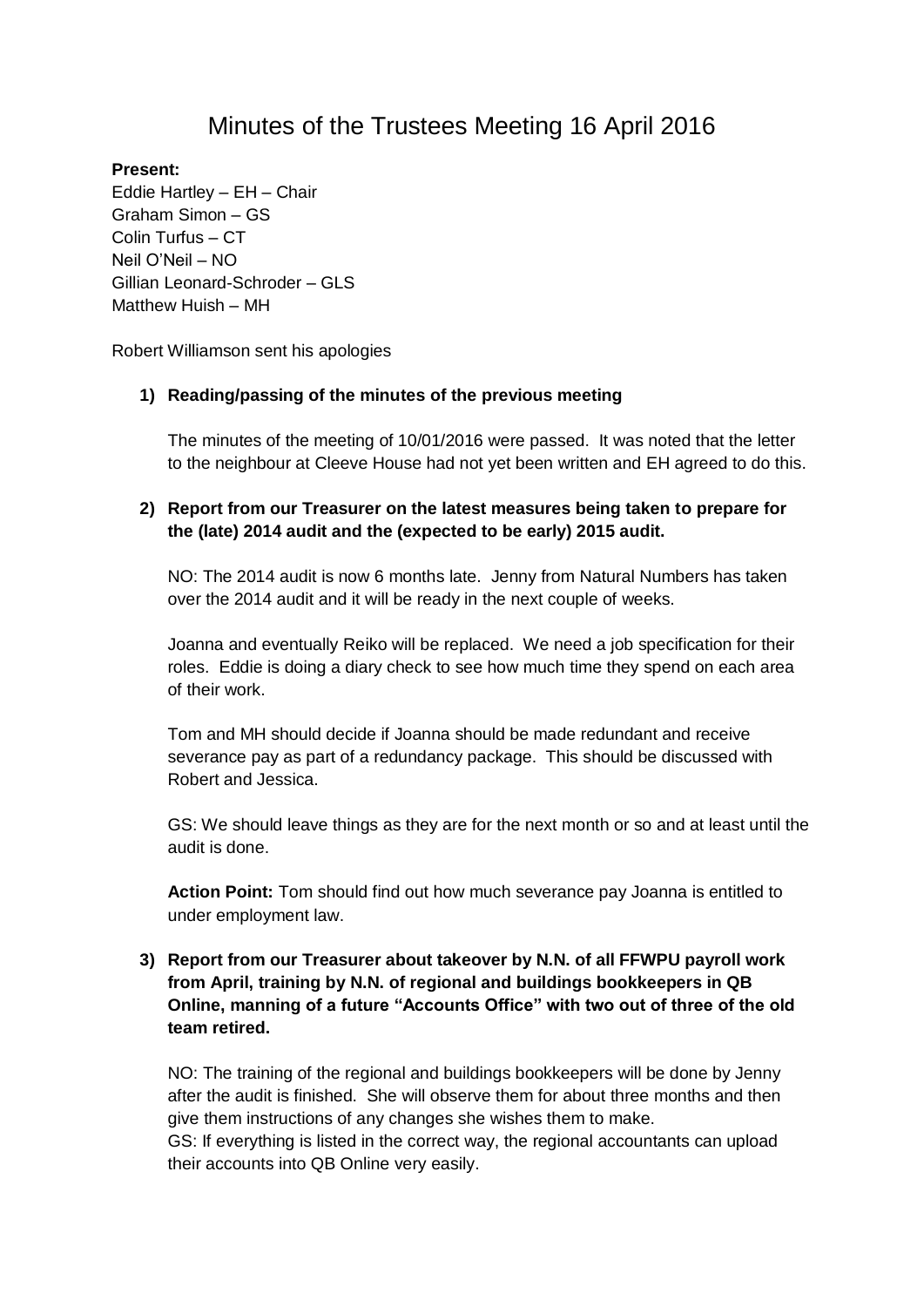# Minutes of the Trustees Meeting 16 April 2016

**Present:**

Eddie Hartley – EH – Chair
Graham Simon – GS
Colin Turfus – CT
Neil O'Neil – NO
Gillian Leonard-Schroder – GLS
Matthew Huish – MH

Robert Williamson sent his apologies

1) **Reading/passing of the minutes of the previous meeting**

   The minutes of the meeting of 10/01/2016 were passed. It was noted that the letter to the neighbour at Cleeve House had not yet been written and EH agreed to do this.

2) **Report from our Treasurer on the latest measures being taken to prepare for the (late) 2014 audit and the (expected to be early) 2015 audit.**

   NO: The 2014 audit is now 6 months late. Jenny from Natural Numbers has taken over the 2014 audit and it will be ready in the next couple of weeks.

   Joanna and eventually Reiko will be replaced. We need a job specification for their roles. Eddie is doing a diary check to see how much time they spend on each area of their work.

   Tom and MH should decide if Joanna should be made redundant and receive severance pay as part of a redundancy package. This should be discussed with Robert and Jessica.

   GS: We should leave things as they are for the next month or so and at least until the audit is done.

   **Action Point:** Tom should find out how much severance pay Joanna is entitled to under employment law.

3) **Report from our Treasurer about takeover by N.N. of all FFWPU payroll work from April, training by N.N. of regional and buildings bookkeepers in QB Online, manning of a future "Accounts Office" with two out of three of the old team retired.**

   NO: The training of the regional and buildings bookkeepers will be done by Jenny after the audit is finished. She will observe them for about three months and then give them instructions of any changes she wishes them to make.
   GS: If everything is listed in the correct way, the regional accountants can upload their accounts into QB Online very easily.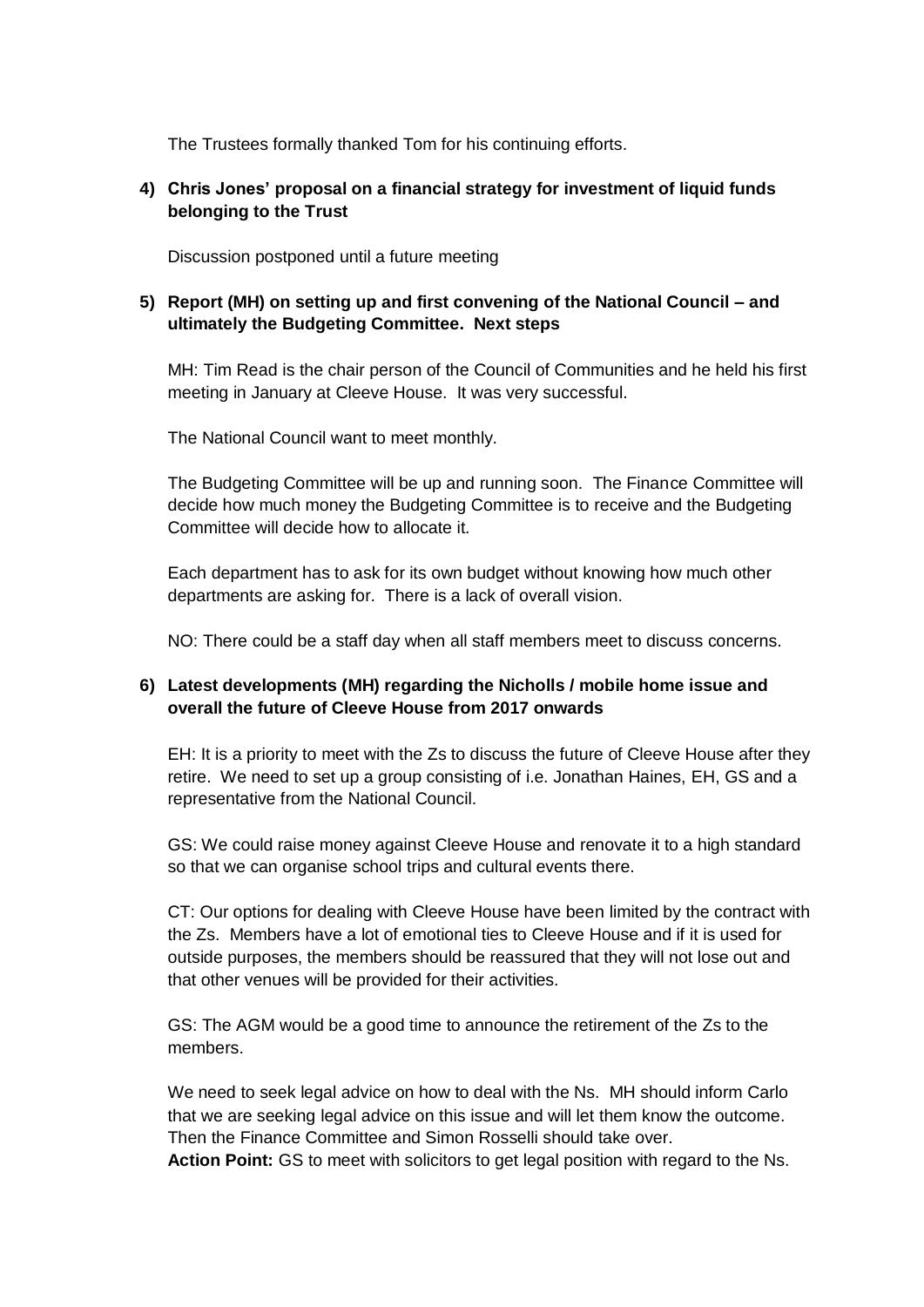The Trustees formally thanked Tom for his continuing efforts.

**4) Chris Jones' proposal on a financial strategy for investment of liquid funds belonging to the Trust**

Discussion postponed until a future meeting

**5) Report (MH) on setting up and first convening of the National Council – and ultimately the Budgeting Committee. Next steps**

MH: Tim Read is the chair person of the Council of Communities and he held his first meeting in January at Cleeve House. It was very successful.

The National Council want to meet monthly.

The Budgeting Committee will be up and running soon. The Finance Committee will decide how much money the Budgeting Committee is to receive and the Budgeting Committee will decide how to allocate it.

Each department has to ask for its own budget without knowing how much other departments are asking for. There is a lack of overall vision.

NO: There could be a staff day when all staff members meet to discuss concerns.

**6) Latest developments (MH) regarding the Nicholls / mobile home issue and overall the future of Cleeve House from 2017 onwards**

EH: It is a priority to meet with the Zs to discuss the future of Cleeve House after they retire. We need to set up a group consisting of i.e. Jonathan Haines, EH, GS and a representative from the National Council.

GS: We could raise money against Cleeve House and renovate it to a high standard so that we can organise school trips and cultural events there.

CT: Our options for dealing with Cleeve House have been limited by the contract with the Zs. Members have a lot of emotional ties to Cleeve House and if it is used for outside purposes, the members should be reassured that they will not lose out and that other venues will be provided for their activities.

GS: The AGM would be a good time to announce the retirement of the Zs to the members.

We need to seek legal advice on how to deal with the Ns. MH should inform Carlo that we are seeking legal advice on this issue and will let them know the outcome. Then the Finance Committee and Simon Rosselli should take over.
**Action Point:** GS to meet with solicitors to get legal position with regard to the Ns.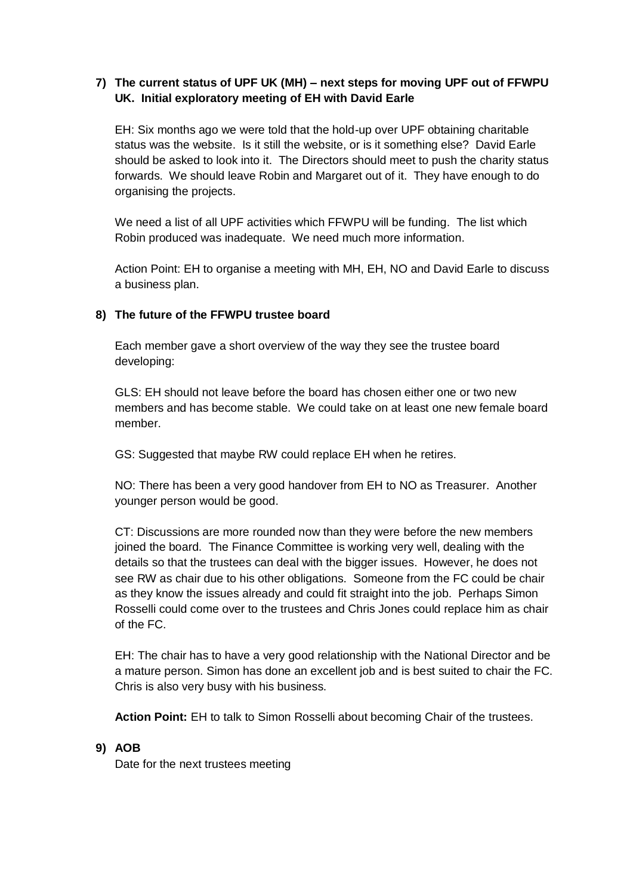**7) The current status of UPF UK (MH) – next steps for moving UPF out of FFWPU UK. Initial exploratory meeting of EH with David Earle**

EH: Six months ago we were told that the hold-up over UPF obtaining charitable status was the website. Is it still the website, or is it something else? David Earle should be asked to look into it. The Directors should meet to push the charity status forwards. We should leave Robin and Margaret out of it. They have enough to do organising the projects.

We need a list of all UPF activities which FFWPU will be funding. The list which Robin produced was inadequate. We need much more information.

Action Point: EH to organise a meeting with MH, EH, NO and David Earle to discuss a business plan.

**8) The future of the FFWPU trustee board**

Each member gave a short overview of the way they see the trustee board developing:

GLS: EH should not leave before the board has chosen either one or two new members and has become stable. We could take on at least one new female board member.

GS: Suggested that maybe RW could replace EH when he retires.

NO: There has been a very good handover from EH to NO as Treasurer. Another younger person would be good.

CT: Discussions are more rounded now than they were before the new members joined the board. The Finance Committee is working very well, dealing with the details so that the trustees can deal with the bigger issues. However, he does not see RW as chair due to his other obligations. Someone from the FC could be chair as they know the issues already and could fit straight into the job. Perhaps Simon Rosselli could come over to the trustees and Chris Jones could replace him as chair of the FC.

EH: The chair has to have a very good relationship with the National Director and be a mature person. Simon has done an excellent job and is best suited to chair the FC. Chris is also very busy with his business.

**Action Point:** EH to talk to Simon Rosselli about becoming Chair of the trustees.

**9) AOB**

Date for the next trustees meeting